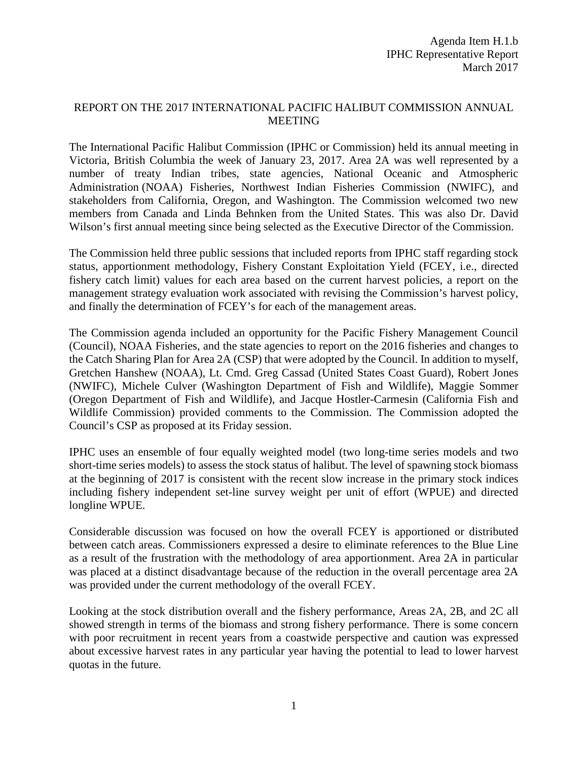Agenda Item H.1.b
IPHC Representative Report
March 2017

# REPORT ON THE 2017 INTERNATIONAL PACIFIC HALIBUT COMMISSION ANNUAL MEETING

The International Pacific Halibut Commission (IPHC or Commission) held its annual meeting in Victoria, British Columbia the week of January 23, 2017. Area 2A was well represented by a number of treaty Indian tribes, state agencies, National Oceanic and Atmospheric Administration (NOAA) Fisheries, Northwest Indian Fisheries Commission (NWIFC), and stakeholders from California, Oregon, and Washington. The Commission welcomed two new members from Canada and Linda Behnken from the United States. This was also Dr. David Wilson's first annual meeting since being selected as the Executive Director of the Commission.

The Commission held three public sessions that included reports from IPHC staff regarding stock status, apportionment methodology, Fishery Constant Exploitation Yield (FCEY, i.e., directed fishery catch limit) values for each area based on the current harvest policies, a report on the management strategy evaluation work associated with revising the Commission's harvest policy, and finally the determination of FCEY's for each of the management areas.

The Commission agenda included an opportunity for the Pacific Fishery Management Council (Council), NOAA Fisheries, and the state agencies to report on the 2016 fisheries and changes to the Catch Sharing Plan for Area 2A (CSP) that were adopted by the Council. In addition to myself, Gretchen Hanshew (NOAA), Lt. Cmd. Greg Cassad (United States Coast Guard), Robert Jones (NWIFC), Michele Culver (Washington Department of Fish and Wildlife), Maggie Sommer (Oregon Department of Fish and Wildlife), and Jacque Hostler-Carmesin (California Fish and Wildlife Commission) provided comments to the Commission. The Commission adopted the Council's CSP as proposed at its Friday session.

IPHC uses an ensemble of four equally weighted model (two long-time series models and two short-time series models) to assess the stock status of halibut. The level of spawning stock biomass at the beginning of 2017 is consistent with the recent slow increase in the primary stock indices including fishery independent set-line survey weight per unit of effort (WPUE) and directed longline WPUE.

Considerable discussion was focused on how the overall FCEY is apportioned or distributed between catch areas. Commissioners expressed a desire to eliminate references to the Blue Line as a result of the frustration with the methodology of area apportionment. Area 2A in particular was placed at a distinct disadvantage because of the reduction in the overall percentage area 2A was provided under the current methodology of the overall FCEY.

Looking at the stock distribution overall and the fishery performance, Areas 2A, 2B, and 2C all showed strength in terms of the biomass and strong fishery performance. There is some concern with poor recruitment in recent years from a coastwide perspective and caution was expressed about excessive harvest rates in any particular year having the potential to lead to lower harvest quotas in the future.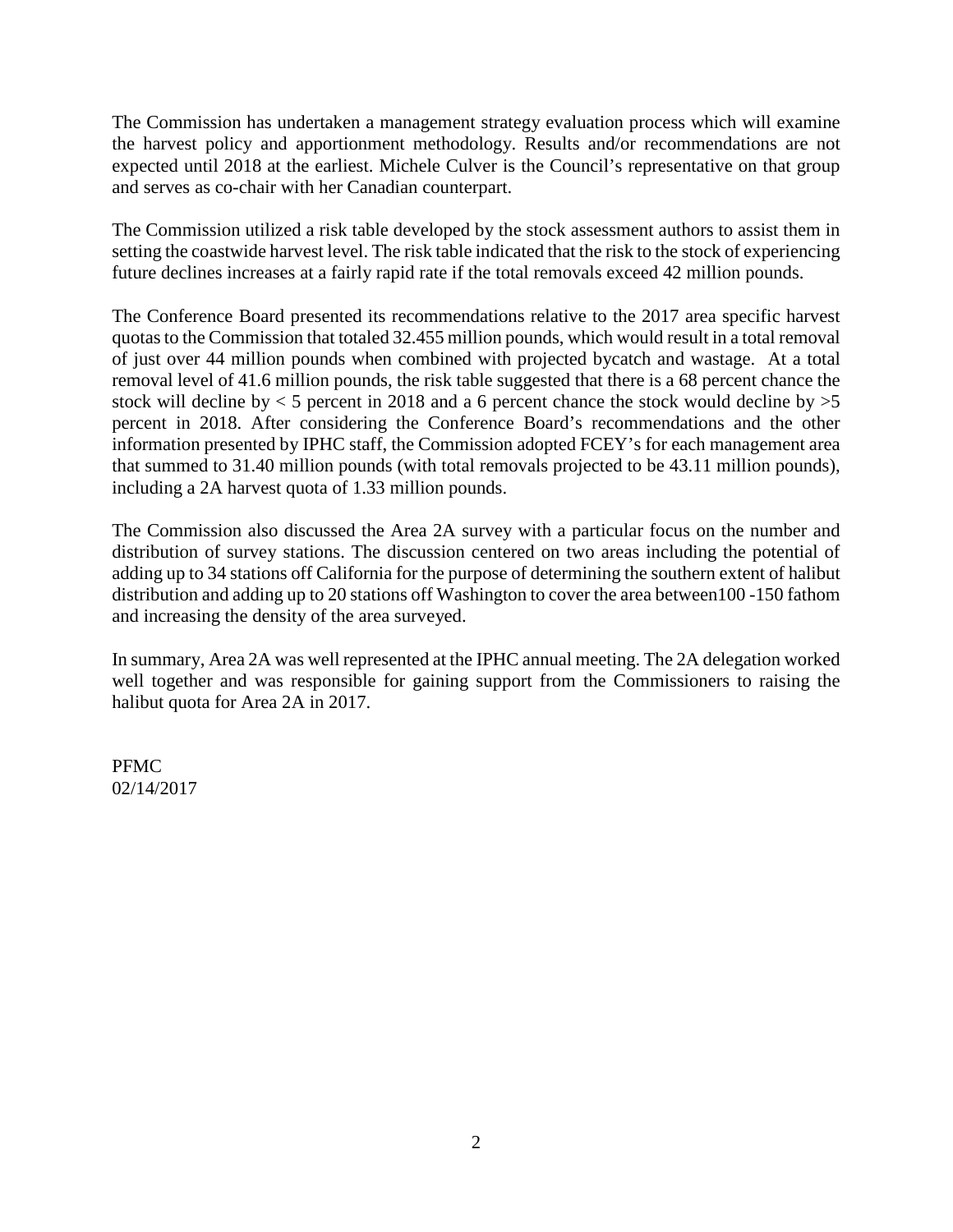The Commission has undertaken a management strategy evaluation process which will examine the harvest policy and apportionment methodology. Results and/or recommendations are not expected until 2018 at the earliest. Michele Culver is the Council's representative on that group and serves as co-chair with her Canadian counterpart.

The Commission utilized a risk table developed by the stock assessment authors to assist them in setting the coastwide harvest level. The risk table indicated that the risk to the stock of experiencing future declines increases at a fairly rapid rate if the total removals exceed 42 million pounds.

The Conference Board presented its recommendations relative to the 2017 area specific harvest quotas to the Commission that totaled 32.455 million pounds, which would result in a total removal of just over 44 million pounds when combined with projected bycatch and wastage. At a total removal level of 41.6 million pounds, the risk table suggested that there is a 68 percent chance the stock will decline by < 5 percent in 2018 and a 6 percent chance the stock would decline by >5 percent in 2018. After considering the Conference Board's recommendations and the other information presented by IPHC staff, the Commission adopted FCEY's for each management area that summed to 31.40 million pounds (with total removals projected to be 43.11 million pounds), including a 2A harvest quota of 1.33 million pounds.

The Commission also discussed the Area 2A survey with a particular focus on the number and distribution of survey stations. The discussion centered on two areas including the potential of adding up to 34 stations off California for the purpose of determining the southern extent of halibut distribution and adding up to 20 stations off Washington to cover the area between100 -150 fathom and increasing the density of the area surveyed.

In summary, Area 2A was well represented at the IPHC annual meeting. The 2A delegation worked well together and was responsible for gaining support from the Commissioners to raising the halibut quota for Area 2A in 2017.

PFMC
02/14/2017